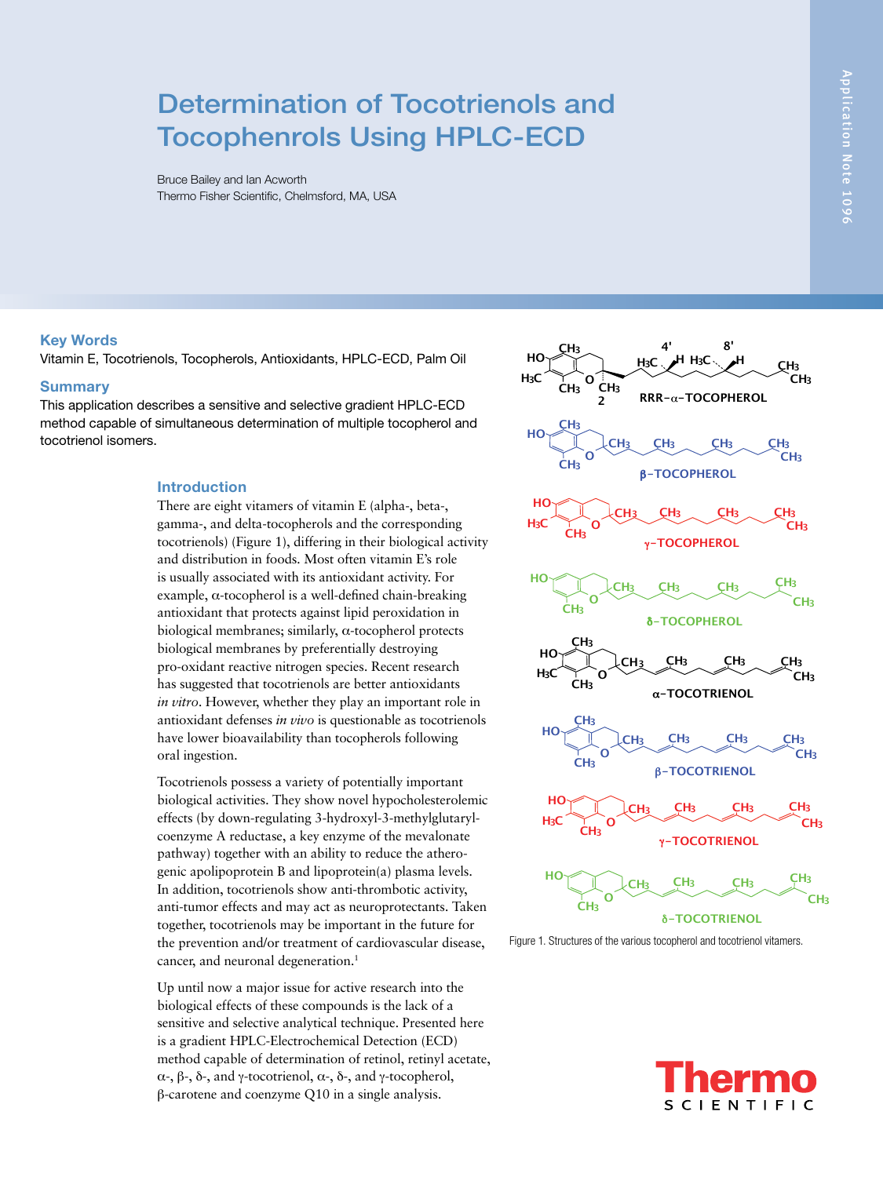# Determination of Tocotrienols and Tocophenrols Using HPLC-ECD

Bruce Bailey and Ian Acworth
Thermo Fisher Scientific, Chelmsford, MA, USA

## Key Words

Vitamin E, Tocotrienols, Tocopherols, Antioxidants, HPLC-ECD, Palm Oil

## Summary

This application describes a sensitive and selective gradient HPLC-ECD method capable of simultaneous determination of multiple tocopherol and tocotrienol isomers.

## Introduction

There are eight vitamers of vitamin E (alpha-, beta-, gamma-, and delta-tocopherols and the corresponding tocotrienols) (Figure 1), differing in their biological activity and distribution in foods. Most often vitamin E's role is usually associated with its antioxidant activity. For example, α-tocopherol is a well-defined chain-breaking antioxidant that protects against lipid peroxidation in biological membranes; similarly, α-tocopherol protects biological membranes by preferentially destroying pro-oxidant reactive nitrogen species. Recent research has suggested that tocotrienols are better antioxidants *in vitro*. However, whether they play an important role in antioxidant defenses *in vivo* is questionable as tocotrienols have lower bioavailability than tocopherols following oral ingestion.

Tocotrienols possess a variety of potentially important biological activities. They show novel hypocholesterolemic effects (by down-regulating 3-hydroxyl-3-methylglutaryl-coenzyme A reductase, a key enzyme of the mevalonate pathway) together with an ability to reduce the atherogenic apolipoprotein B and lipoprotein(a) plasma levels. In addition, tocotrienols show anti-thrombotic activity, anti-tumor effects and may act as neuroprotectants. Taken together, tocotrienols may be important in the future for the prevention and/or treatment of cardiovascular disease, cancer, and neuronal degeneration.[1]

Up until now a major issue for active research into the biological effects of these compounds is the lack of a sensitive and selective analytical technique. Presented here is a gradient HPLC-Electrochemical Detection (ECD) method capable of determination of retinol, retinyl acetate, α-, β-, δ-, and γ-tocotrienol, α-, δ-, and γ-tocopherol, β-carotene and coenzyme Q10 in a single analysis.

RRR-α-TOCOPHEROL

β-TOCOPHEROL

γ-TOCOPHEROL

δ-TOCOPHEROL

α-TOCOTRIENOL

β-TOCOTRIENOL

γ-TOCOTRIENOL

δ-TOCOTRIENOL

Figure 1. Structures of the various tocopherol and tocotrienol vitamers.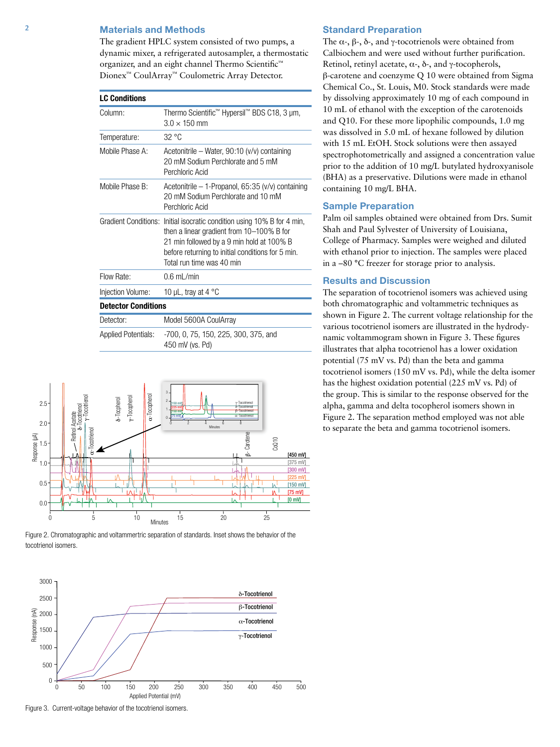## Materials and Methods

The gradient HPLC system consisted of two pumps, a dynamic mixer, a refrigerated autosampler, a thermostatic organizer, and an eight channel Thermo Scientific™ Dionex™ CoulArray™ Coulometric Array Detector.

| LC Conditions | |
|---|---|
| Column: | Thermo Scientific™ Hypersil™ BDS C18, 3 µm, 3.0 × 150 mm |
| Temperature: | 32 °C |
| Mobile Phase A: | Acetonitrile – Water, 90:10 (v/v) containing 20 mM Sodium Perchlorate and 5 mM Perchloric Acid |
| Mobile Phase B: | Acetonitrile – 1-Propanol, 65:35 (v/v) containing 20 mM Sodium Perchlorate and 10 mM Perchloric Acid |
| Gradient Conditions: | Initial isocratic condition using 10% B for 4 min, then a linear gradient from 10–100% B for 21 min followed by a 9 min hold at 100% B before returning to initial conditions for 5 min. Total run time was 40 min |
| Flow Rate: | 0.6 mL/min |
| Injection Volume: | 10 µL, tray at 4 °C |
| **Detector Conditions** | |
| Detector: | Model 5600A CoulArray |
| Applied Potentials: | -700, 0, 75, 150, 225, 300, 375, and 450 mV (vs. Pd) |

Figure 2. Chromatographic and voltammertric separation of standards. Inset shows the behavior of the tocotrienol isomers.

Figure 3. Current-voltage behavior of the tocotrienol isomers.

## Standard Preparation

The α-, β-, δ-, and γ-tocotrienols were obtained from Calbiochem and were used without further purification. Retinol, retinyl acetate, α-, δ-, and γ-tocopherols, β-carotene and coenzyme Q 10 were obtained from Sigma Chemical Co., St. Louis, M0. Stock standards were made by dissolving approximately 10 mg of each compound in 10 mL of ethanol with the exception of the carotenoids and Q10. For these more lipophilic compounds, 1.0 mg was dissolved in 5.0 mL of hexane followed by dilution with 15 mL EtOH. Stock solutions were then assayed spectrophotometrically and assigned a concentration value prior to the addition of 10 mg/L butylated hydroxyanisole (BHA) as a preservative. Dilutions were made in ethanol containing 10 mg/L BHA.

## Sample Preparation

Palm oil samples obtained were obtained from Drs. Sumit Shah and Paul Sylvester of University of Louisiana, College of Pharmacy. Samples were weighed and diluted with ethanol prior to injection. The samples were placed in a –80 °C freezer for storage prior to analysis.

## Results and Discussion

The separation of tocotrienol isomers was achieved using both chromatographic and voltammetric techniques as shown in Figure 2. The current voltage relationship for the various tocotrienol isomers are illustrated in the hydrodynamic voltammogram shown in Figure 3. These figures illustrates that alpha tocotrienol has a lower oxidation potential (75 mV vs. Pd) than the beta and gamma tocotrienol isomers (150 mV vs. Pd), while the delta isomer has the highest oxidation potential (225 mV vs. Pd) of the group. This is similar to the response observed for the alpha, gamma and delta tocopherol isomers shown in Figure 2. The separation method employed was not able to separate the beta and gamma tocotrienol isomers.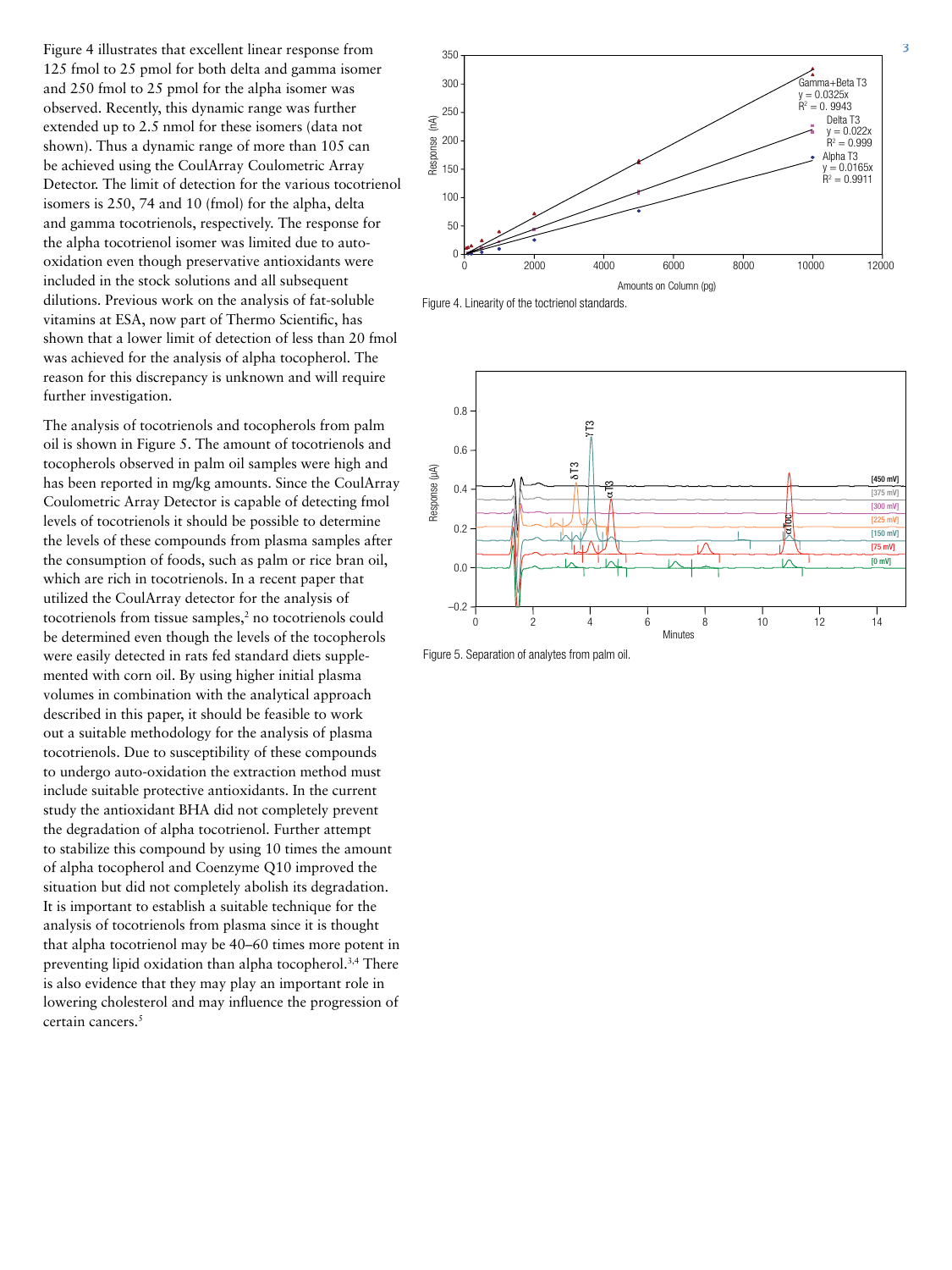Figure 4 illustrates that excellent linear response from 125 fmol to 25 pmol for both delta and gamma isomer and 250 fmol to 25 pmol for the alpha isomer was observed. Recently, this dynamic range was further extended up to 2.5 nmol for these isomers (data not shown). Thus a dynamic range of more than 105 can be achieved using the CoulArray Coulometric Array Detector. The limit of detection for the various tocotrienol isomers is 250, 74 and 10 (fmol) for the alpha, delta and gamma tocotrienols, respectively. The response for the alpha tocotrienol isomer was limited due to auto-oxidation even though preservative antioxidants were included in the stock solutions and all subsequent dilutions. Previous work on the analysis of fat-soluble vitamins at ESA, now part of Thermo Scientific, has shown that a lower limit of detection of less than 20 fmol was achieved for the analysis of alpha tocopherol. The reason for this discrepancy is unknown and will require further investigation.

The analysis of tocotrienols and tocopherols from palm oil is shown in Figure 5. The amount of tocotrienols and tocopherols observed in palm oil samples were high and has been reported in mg/kg amounts. Since the CoulArray Coulometric Array Detector is capable of detecting fmol levels of tocotrienols it should be possible to determine the levels of these compounds from plasma samples after the consumption of foods, such as palm or rice bran oil, which are rich in tocotrienols. In a recent paper that utilized the CoulArray detector for the analysis of tocotrienols from tissue samples,[2] no tocotrienols could be determined even though the levels of the tocopherols were easily detected in rats fed standard diets supplemented with corn oil. By using higher initial plasma volumes in combination with the analytical approach described in this paper, it should be feasible to work out a suitable methodology for the analysis of plasma tocotrienols. Due to susceptibility of these compounds to undergo auto-oxidation the extraction method must include suitable protective antioxidants. In the current study the antioxidant BHA did not completely prevent the degradation of alpha tocotrienol. Further attempt to stabilize this compound by using 10 times the amount of alpha tocopherol and Coenzyme Q10 improved the situation but did not completely abolish its degradation. It is important to establish a suitable technique for the analysis of tocotrienols from plasma since it is thought that alpha tocotrienol may be 40–60 times more potent in preventing lipid oxidation than alpha tocopherol.[3,4] There is also evidence that they may play an important role in lowering cholesterol and may influence the progression of certain cancers.[5]

Figure 4. Linearity of the toctrienol standards.

Figure 5. Separation of analytes from palm oil.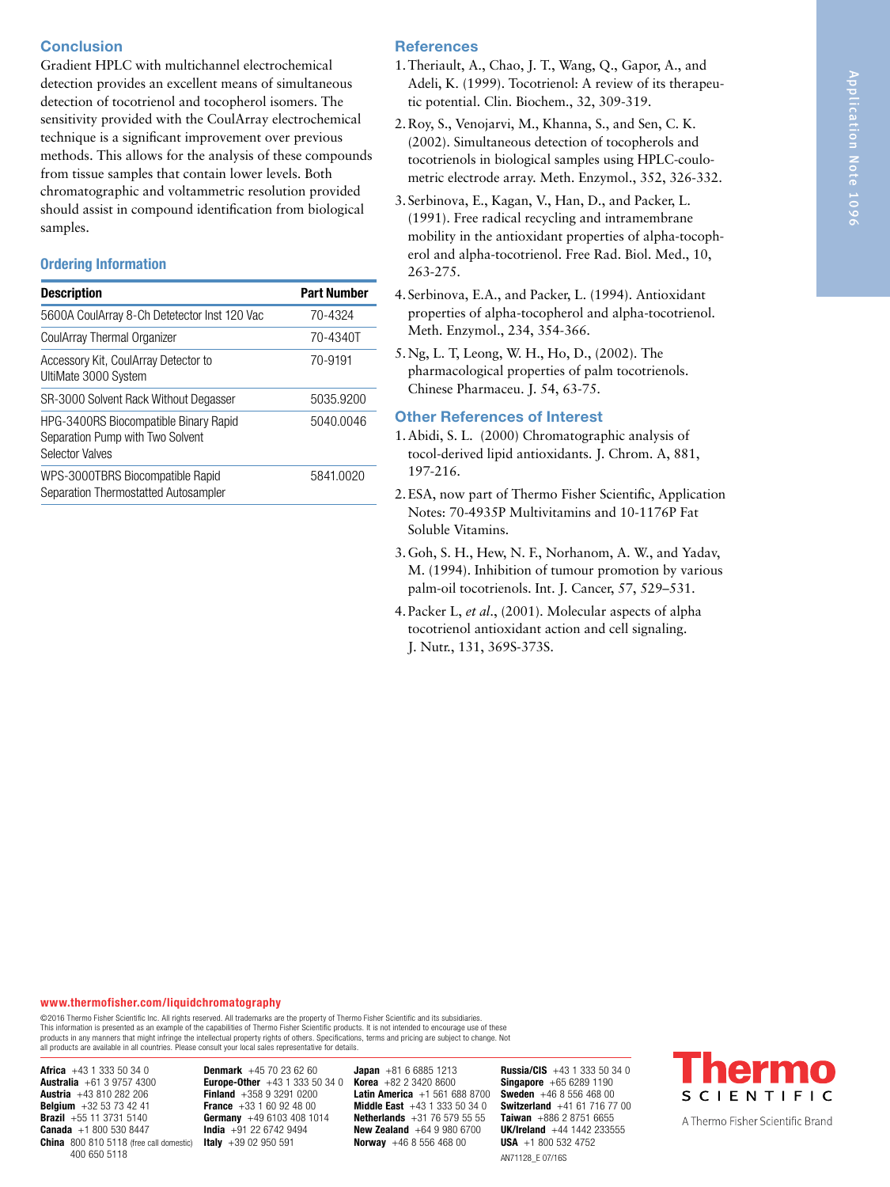## Conclusion

Gradient HPLC with multichannel electrochemical detection provides an excellent means of simultaneous detection of tocotrienol and tocopherol isomers. The sensitivity provided with the CoulArray electrochemical technique is a significant improvement over previous methods. This allows for the analysis of these compounds from tissue samples that contain lower levels. Both chromatographic and voltammetric resolution provided should assist in compound identification from biological samples.

## Ordering Information

| Description | Part Number |
|---|---|
| 5600A CoulArray 8-Ch Detetector Inst 120 Vac | 70-4324 |
| CoulArray Thermal Organizer | 70-4340T |
| Accessory Kit, CoulArray Detector to UltiMate 3000 System | 70-9191 |
| SR-3000 Solvent Rack Without Degasser | 5035.9200 |
| HPG-3400RS Biocompatible Binary Rapid Separation Pump with Two Solvent Selector Valves | 5040.0046 |
| WPS-3000TBRS Biocompatible Rapid Separation Thermostatted Autosampler | 5841.0020 |

## References

1. Theriault, A., Chao, J. T., Wang, Q., Gapor, A., and Adeli, K. (1999). Tocotrienol: A review of its therapeutic potential. Clin. Biochem., 32, 309-319.
2. Roy, S., Venojarvi, M., Khanna, S., and Sen, C. K. (2002). Simultaneous detection of tocopherols and tocotrienols in biological samples using HPLC-coulometric electrode array. Meth. Enzymol., 352, 326-332.
3. Serbinova, E., Kagan, V., Han, D., and Packer, L. (1991). Free radical recycling and intramembrane mobility in the antioxidant properties of alpha-tocopherol and alpha-tocotrienol. Free Rad. Biol. Med., 10, 263-275.
4. Serbinova, E.A., and Packer, L. (1994). Antioxidant properties of alpha-tocopherol and alpha-tocotrienol. Meth. Enzymol., 234, 354-366.
5. Ng, L. T, Leong, W. H., Ho, D., (2002). The pharmacological properties of palm tocotrienols. Chinese Pharmaceu. J. 54, 63-75.

## Other References of Interest

1. Abidi, S. L. (2000) Chromatographic analysis of tocol-derived lipid antioxidants. J. Chrom. A, 881, 197-216.
2. ESA, now part of Thermo Fisher Scientific, Application Notes: 70-4935P Multivitamins and 10-1176P Fat Soluble Vitamins.
3. Goh, S. H., Hew, N. F., Norhanom, A. W., and Yadav, M. (1994). Inhibition of tumour promotion by various palm-oil tocotrienols. Int. J. Cancer, 57, 529–531.
4. Packer L, *et al*., (2001). Molecular aspects of alpha tocotrienol antioxidant action and cell signaling. J. Nutr., 131, 369S-373S.

**www.thermofisher.com/liquidchromatography**

©2016 Thermo Fisher Scientific Inc. All rights reserved. All trademarks are the property of Thermo Fisher Scientific and its subsidiaries. This information is presented as an example of the capabilities of Thermo Fisher Scientific products. It is not intended to encourage use of these products in any manners that might infringe the intellectual property rights of others. Specifications, terms and pricing are subject to change. Not all products are available in all countries. Please consult your local sales representative for details.

**Africa** +43 1 333 50 34 0
**Australia** +61 3 9757 4300
**Austria** +43 810 282 206
**Belgium** +32 53 73 42 41
**Brazil** +55 11 3731 5140
**Canada** +1 800 530 8447
**China** 800 810 5118 (free call domestic) 400 650 5118
**Denmark** +45 70 23 62 60
**Europe-Other** +43 1 333 50 34 0
**Finland** +358 9 3291 0200
**France** +33 1 60 92 48 00
**Germany** +49 6103 408 1014
**India** +91 22 6742 9494
**Italy** +39 02 950 591
**Japan** +81 6 6885 1213
**Korea** +82 2 3420 8600
**Latin America** +1 561 688 8700
**Middle East** +43 1 333 50 34 0
**Netherlands** +31 76 579 55 55
**New Zealand** +64 9 980 6700
**Norway** +46 8 556 468 00
**Russia/CIS** +43 1 333 50 34 0
**Singapore** +65 6289 1190
**Sweden** +46 8 556 468 00
**Switzerland** +41 61 716 77 00
**Taiwan** +886 2 8751 6655
**UK/Ireland** +44 1442 233555
**USA** +1 800 532 4752

AN71128_E 07/16S

Thermo SCIENTIFIC
A Thermo Fisher Scientific Brand